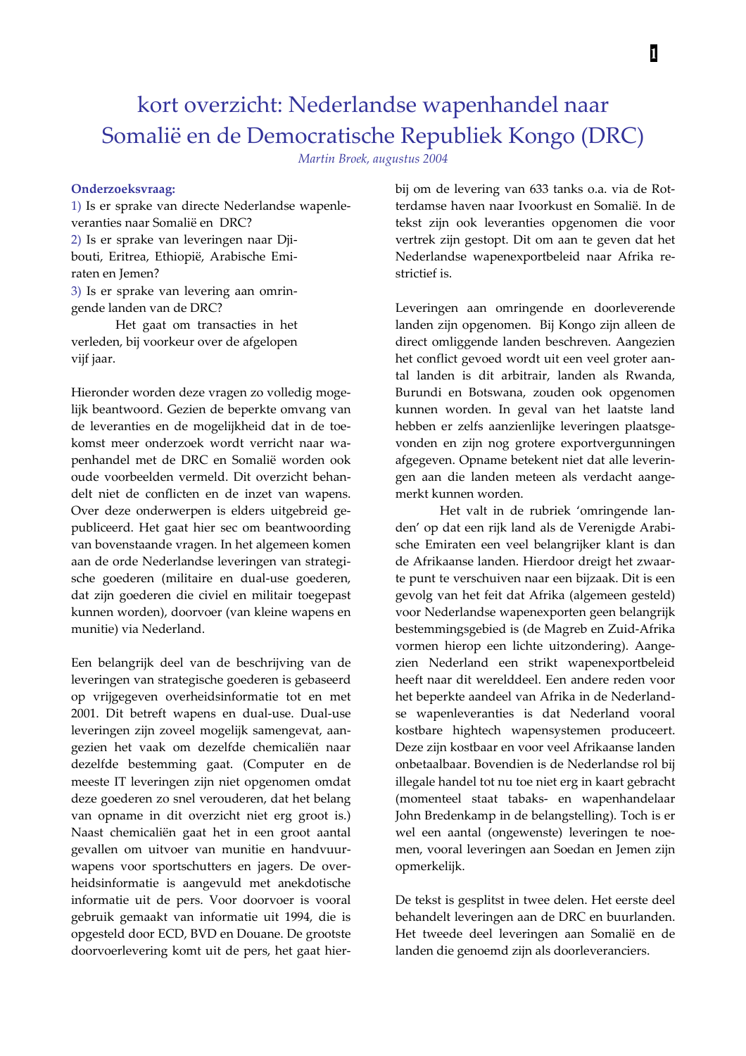# kort overzicht: Nederlandse wapenhandel naar Somalië en de Democratische Republiek Kongo (DRC)

*Martin Broek, augustus 2004*

**Onderzoeksvraag:**

1) Is er sprake van directe Nederlandse wapenleveranties naar Somalië en DRC?
2) Is er sprake van leveringen naar Djibouti, Eritrea, Ethiopië, Arabische Emiraten en Jemen?
3) Is er sprake van levering aan omringende landen van de DRC?

Het gaat om transacties in het verleden, bij voorkeur over de afgelopen vijf jaar.

Hieronder worden deze vragen zo volledig mogelijk beantwoord. Gezien de beperkte omvang van de leveranties en de mogelijkheid dat in de toekomst meer onderzoek wordt verricht naar wapenhandel met de DRC en Somalië worden ook oude voorbeelden vermeld. Dit overzicht behandelt niet de conflicten en de inzet van wapens. Over deze onderwerpen is elders uitgebreid gepubliceerd. Het gaat hier sec om beantwoording van bovenstaande vragen. In het algemeen komen aan de orde Nederlandse leveringen van strategische goederen (militaire en dual-use goederen, dat zijn goederen die civiel en militair toegepast kunnen worden), doorvoer (van kleine wapens en munitie) via Nederland.

Een belangrijk deel van de beschrijving van de leveringen van strategische goederen is gebaseerd op vrijgegeven overheidsinformatie tot en met 2001. Dit betreft wapens en dual-use. Dual-use leveringen zijn zoveel mogelijk samengevat, aangezien het vaak om dezelfde chemicaliën naar dezelfde bestemming gaat. (Computer en de meeste IT leveringen zijn niet opgenomen omdat deze goederen zo snel verouderen, dat het belang van opname in dit overzicht niet erg groot is.) Naast chemicaliën gaat het in een groot aantal gevallen om uitvoer van munitie en handvuurwapens voor sportschutters en jagers. De overheidsinformatie is aangevuld met anekdotische informatie uit de pers. Voor doorvoer is vooral gebruik gemaakt van informatie uit 1994, die is opgesteld door ECD, BVD en Douane. De grootste doorvoerlevering komt uit de pers, het gaat hierbij om de levering van 633 tanks o.a. via de Rotterdamse haven naar Ivoorkust en Somalië. In de tekst zijn ook leveranties opgenomen die voor vertrek zijn gestopt. Dit om aan te geven dat het Nederlandse wapenexportbeleid naar Afrika restrictief is.

Leveringen aan omringende en doorleverende landen zijn opgenomen. Bij Kongo zijn alleen de direct omliggende landen beschreven. Aangezien het conflict gevoed wordt uit een veel groter aantal landen is dit arbitrair, landen als Rwanda, Burundi en Botswana, zouden ook opgenomen kunnen worden. In geval van het laatste land hebben er zelfs aanzienlijke leveringen plaatsgevonden en zijn nog grotere exportvergunningen afgegeven. Opname betekent niet dat alle leveringen aan die landen meteen als verdacht aangemerkt kunnen worden.

Het valt in de rubriek 'omringende landen' op dat een rijk land als de Verenigde Arabische Emiraten een veel belangrijker klant is dan de Afrikaanse landen. Hierdoor dreigt het zwaartepunt te verschuiven naar een bijzaak. Dit is een gevolg van het feit dat Afrika (algemeen gesteld) voor Nederlandse wapenexporten geen belangrijk bestemmingsgebied is (de Magreb en Zuid-Afrika vormen hierop een lichte uitzondering). Aangezien Nederland een strikt wapenexportbeleid heeft naar dit werelddeel. Een andere reden voor het beperkte aandeel van Afrika in de Nederlandse wapenleveranties is dat Nederland vooral kostbare hightech wapensystemen produceert. Deze zijn kostbaar en voor veel Afrikaanse landen onbetaalbaar. Bovendien is de Nederlandse rol bij illegale handel tot nu toe niet erg in kaart gebracht (momenteel staat tabaks- en wapenhandelaar John Bredenkamp in de belangstelling). Toch is er wel een aantal (ongewenste) leveringen te noemen, vooral leveringen aan Soedan en Jemen zijn opmerkelijk.

De tekst is gesplitst in twee delen. Het eerste deel behandelt leveringen aan de DRC en buurlanden. Het tweede deel leveringen aan Somalië en de landen die genoemd zijn als doorleveranciers.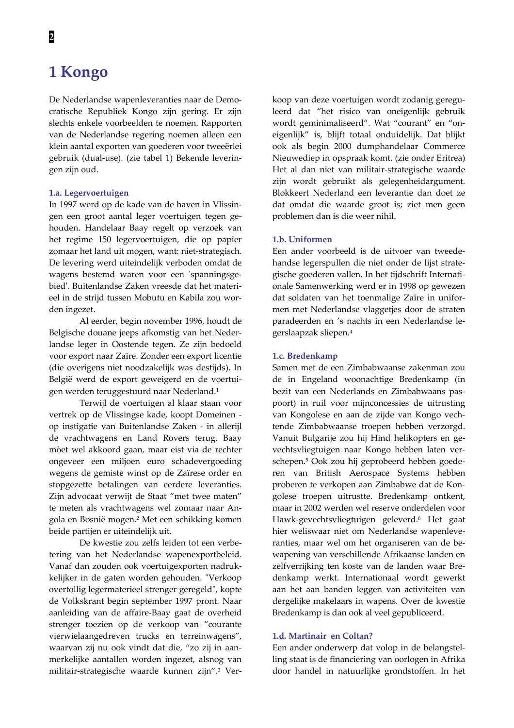# 1 Kongo

De Nederlandse wapenleveranties naar de Democratische Republiek Kongo zijn gering. Er zijn slechts enkele voorbeelden te noemen. Rapporten van de Nederlandse regering noemen alleen een klein aantal exporten van goederen voor tweeërlei gebruik (dual-use). (zie tabel 1) Bekende leveringen zijn oud.

### 1.a. Legervoertuigen

In 1997 werd op de kade van de haven in Vlissingen een groot aantal leger voertuigen tegen gehouden. Handelaar Baay regelt op verzoek van het regime 150 legervoertuigen, die op papier zomaar het land uit mogen, want: niet-strategisch. De levering werd uiteindelijk verboden omdat de wagens bestemd waren voor een 'spanningsgebied'. Buitenlandse Zaken vreesde dat het materieel in de strijd tussen Mobutu en Kabila zou worden ingezet.

Al eerder, begin november 1996, houdt de Belgische douane jeeps afkomstig van het Nederlandse leger in Oostende tegen. Ze zijn bedoeld voor export naar Zaïre. Zonder een export licentie (die overigens niet noodzakelijk was destijds). In België werd de export geweigerd en de voertuigen werden teruggestuurd naar Nederland.[1]

Terwijl de voertuigen al klaar staan voor vertrek op de Vlissingse kade, koopt Domeinen - op instigatie van Buitenlandse Zaken - in allerijl de vrachtwagens en Land Rovers terug. Baay mòet wel akkoord gaan, maar eist via de rechter ongeveer een miljoen euro schadevergoeding wegens de gemiste winst op de Zaïrese order en stopgezette betalingen van eerdere leveranties. Zijn advocaat verwijt de Staat "met twee maten" te meten als vrachtwagens wel zomaar naar Angola en Bosnië mogen.[2] Met een schikking komen beide partijen er uiteindelijk uit.

De kwestie zou zelfs leiden tot een verbetering van het Nederlandse wapenexportbeleid. Vanaf dan zouden ook voertuigexporten nadrukkelijker in de gaten worden gehouden. "Verkoop overtollig legermaterieel strenger geregeld", kopte de Volkskrant begin september 1997 pront. Naar aanleiding van de affaire-Baay gaat de overheid strenger toezien op de verkoop van "courante vierwielaangedreven trucks en terreinwagens", waarvan zij nu ook vindt dat die, "zo zij in aanmerkelijke aantallen worden ingezet, alsnog van militair-strategische waarde kunnen zijn".[3] Verkoop van deze voertuigen wordt zodanig geregeleerd dat "het risico van oneigenlijk gebruik wordt geminimaliseerd". Wat "courant" en "oneigenlijk" is, blijft totaal onduidelijk. Dat blijkt ook als begin 2000 dumphandelaar Commerce Nieuwediep in opspraak komt. (zie onder Eritrea) Het al dan niet van militair-strategische waarde zijn wordt gebruikt als gelegenheidargument. Blokkeert Nederland een leverantie dan doet ze dat omdat die waarde groot is; ziet men geen problemen dan is die weer nihil.

### 1.b. Uniformen

Een ander voorbeeld is de uitvoer van tweedehandse legerspullen die niet onder de lijst strategische goederen vallen. In het tijdschrift Internationale Samenwerking werd er in 1998 op gewezen dat soldaten van het toenmalige Zaïre in uniformen met Nederlandse vlaggetjes door de straten paradeerden en 's nachts in een Nederlandse legerslaapzak sliepen.[4]

### 1.c. Bredenkamp

Samen met de een Zimbabwaanse zakenman zou de in Engeland woonachtige Bredenkamp (in bezit van een Nederlands en Zimbabwaans paspoort) in ruil voor mijnconcessies de uitrusting van Kongolese en aan de zijde van Kongo vechtende Zimbabwaanse troepen hebben verzorgd. Vanuit Bulgarije zou hij Hind helikopters en gevechtsvliegtuigen naar Kongo hebben laten verschepen.[5] Ook zou hij geprobeerd hebben goederen van British Aerospace Systems hebben proberen te verkopen aan Zimbabwe dat de Kongolese troepen uitrustte. Bredenkamp ontkent, maar in 2002 werden wel reserve onderdelen voor Hawk-gevechtsvliegtuigen geleverd.[6] Het gaat hier weliswaar niet om Nederlandse wapenleveranties, maar wel om het organiseren van de bewapening van verschillende Afrikaanse landen en zelfverrijking ten koste van de landen waar Bredenkamp werkt. Internationaal wordt gewerkt aan het aan banden leggen van activiteiten van dergelijke makelaars in wapens. Over de kwestie Bredenkamp is dan ook al veel gepubliceerd.

### 1.d. Martinair en Coltan?

Een ander onderwerp dat volop in de belangstelling staat is de financiering van oorlogen in Afrika door handel in natuurlijke grondstoffen. In het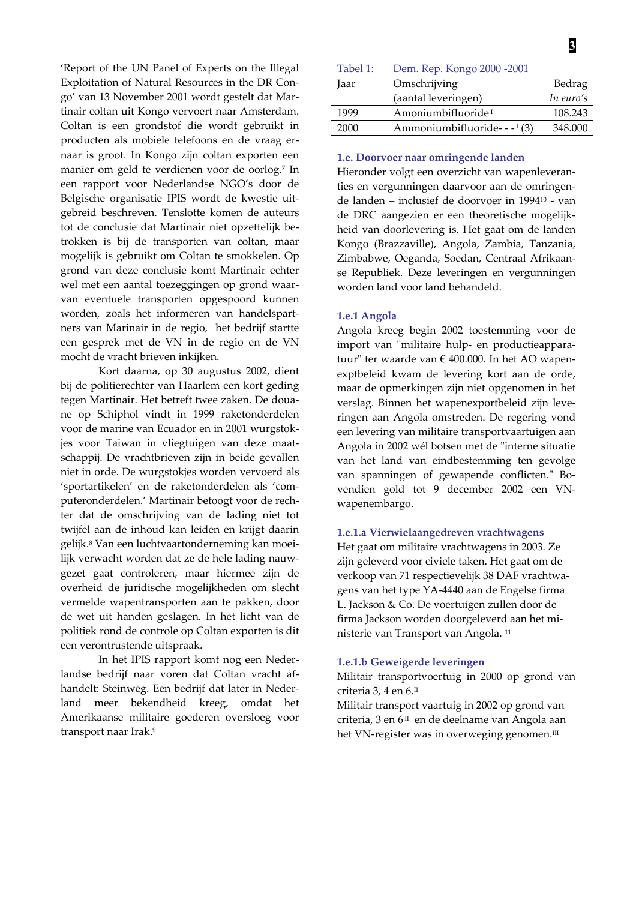'Report of the UN Panel of Experts on the Illegal Exploitation of Natural Resources in the DR Congo' van 13 November 2001 wordt gesteld dat Martinair coltan uit Kongo vervoert naar Amsterdam. Coltan is een grondstof die wordt gebruikt in producten als mobiele telefoons en de vraag ernaar is groot. In Kongo zijn coltan exporten een manier om geld te verdienen voor de oorlog.[7] In een rapport voor Nederlandse NGO's door de Belgische organisatie IPIS wordt de kwestie uitgebreid beschreven. Tenslotte komen de auteurs tot de conclusie dat Martinair niet opzettelijk betrokken is bij de transporten van coltan, maar mogelijk is gebruikt om Coltan te smokkelen. Op grond van deze conclusie komt Martinair echter wel met een aantal toezeggingen op grond waarvan eventuele transporten opgespoord kunnen worden, zoals het informeren van handelspartners van Marinair in de regio, het bedrijf startte een gesprek met de VN in de regio en de VN mocht de vracht brieven inkijken.

Kort daarna, op 30 augustus 2002, dient bij de politierechter van Haarlem een kort geding tegen Martinair. Het betreft twee zaken. De douane op Schiphol vindt in 1999 raketonderdelen voor de marine van Ecuador en in 2001 wurgstokjes voor Taiwan in vliegtuigen van deze maatschappij. De vrachtbrieven zijn in beide gevallen niet in orde. De wurgstokjes worden vervoerd als 'sportartikelen' en de raketonderdelen als 'computeronderdelen.' Martinair betoogt voor de rechter dat de omschrijving van de lading niet tot twijfel aan de inhoud kan leiden en krijgt daarin gelijk.[8] Van een luchtvaartonderneming kan moeilijk verwacht worden dat ze de hele lading nauwgezet gaat controleren, maar hiermee zijn de overheid de juridische mogelijkheden om slecht vermelde wapentransporten aan te pakken, door de wet uit handen geslagen. In het licht van de politiek rond de controle op Coltan exporten is dit een verontrustende uitspraak.

In het IPIS rapport komt nog een Nederlandse bedrijf naar voren dat Coltan vracht afhandelt: Steinweg. Een bedrijf dat later in Nederland meer bekendheid kreeg, omdat het Amerikaanse militaire goederen oversloeg voor transport naar Irak.[9]

| Tabel 1: | Dem. Rep. Kongo 2000 -2001 | |
|---|---|---|
| Jaar | Omschrijving (aantal leveringen) | Bedrag *In euro's* |
| 1999 | Amoniumbifluoride[I] | 108.243 |
| 2000 | Ammoniumbifluoride- - -[I] (3) | 348.000 |

### 1.e. Doorvoer naar omringende landen

Hieronder volgt een overzicht van wapenleveranties en vergunningen daarvoor aan de omringende landen – inclusief de doorvoer in 1994[10] - van de DRC aangezien er een theoretische mogelijkheid van doorlevering is. Het gaat om de landen Kongo (Brazzaville), Angola, Zambia, Tanzania, Zimbabwe, Oeganda, Soedan, Centraal Afrikaanse Republiek. Deze leveringen en vergunningen worden land voor land behandeld.

### 1.e.1 Angola

Angola kreeg begin 2002 toestemming voor de import van "militaire hulp- en productieapparatuur" ter waarde van € 400.000. In het AO wapenexptbeleid kwam de levering kort aan de orde, maar de opmerkingen zijn niet opgenomen in het verslag. Binnen het wapenexportbeleid zijn leveringen aan Angola omstreden. De regering vond een levering van militaire transportvaartuigen aan Angola in 2002 wél botsen met de "interne situatie van het land van eindbestemming ten gevolge van spanningen of gewapende conflicten." Bovendien gold tot 9 december 2002 een VN-wapenembargo.

#### 1.e.1.a Vierwielaangedreven vrachtwagens

Het gaat om militaire vrachtwagens in 2003. Ze zijn geleverd voor civiele taken. Het gaat om de verkoop van 71 respectievelijk 38 DAF vrachtwagens van het type YA-4440 aan de Engelse firma L. Jackson & Co. De voertuigen zullen door de firma Jackson worden doorgeleverd aan het ministerie van Transport van Angola.[11]

#### 1.e.1.b Geweigerde leveringen

Militair transportvoertuig in 2000 op grond van criteria 3, 4 en 6.[II]

Militair transport vaartuig in 2002 op grond van criteria, 3 en 6[II] en de deelname van Angola aan het VN-register was in overweging genomen.[III]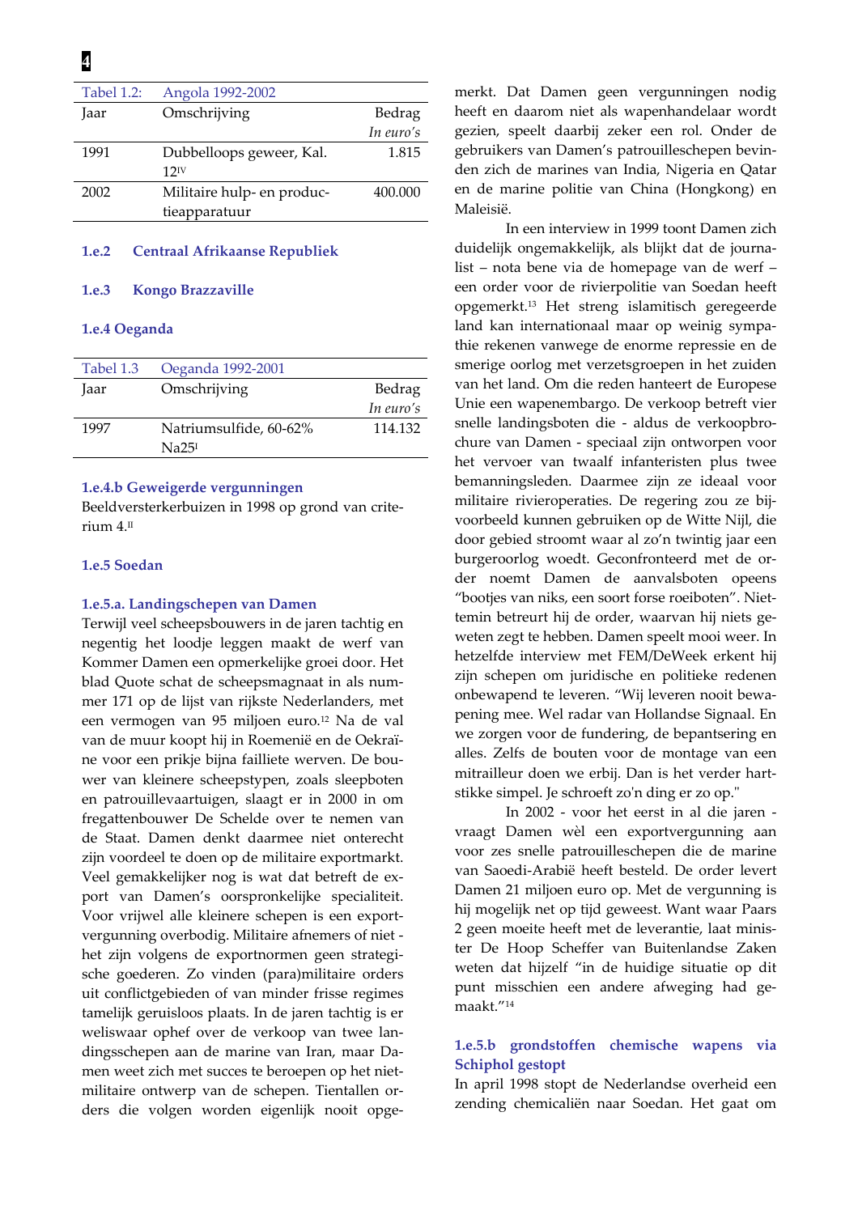| Tabel 1.2: | Angola 1992-2002 | |
|---|---|---|
| Jaar | Omschrijving | Bedrag *In euro's* |
| 1991 | Dubbelloops geweer, Kal. 12[IV] | 1.815 |
| 2002 | Militaire hulp- en productieapparatuur | 400.000 |

### 1.e.2 Centraal Afrikaanse Republiek

### 1.e.3 Kongo Brazzaville

### 1.e.4 Oeganda

| Tabel 1.3 | Oeganda 1992-2001 | |
|---|---|---|
| Jaar | Omschrijving | Bedrag *In euro's* |
| 1997 | Natriumsulfide, 60-62% Na25[I] | 114.132 |

#### 1.e.4.b Geweigerde vergunningen

Beeldversterkerbuizen in 1998 op grond van criterium 4.[II]

### 1.e.5 Soedan

#### 1.e.5.a. Landingschepen van Damen

Terwijl veel scheepsbouwers in de jaren tachtig en negentig het loodje leggen maakt de werf van Kommer Damen een opmerkelijke groei door. Het blad Quote schat de scheepsmagnaat in als nummer 171 op de lijst van rijkste Nederlanders, met een vermogen van 95 miljoen euro.[12] Na de val van de muur koopt hij in Roemenië en de Oekraïne voor een prikje bijna failliete werven. De bouwer van kleinere scheepstypen, zoals sleepboten en patrouillevaartuigen, slaagt er in 2000 in om fregattenbouwer De Schelde over te nemen van de Staat. Damen denkt daarmee niet onterecht zijn voordeel te doen op de militaire exportmarkt. Veel gemakkelijker nog is wat dat betreft de export van Damen's oorspronkelijke specialiteit. Voor vrijwel alle kleinere schepen is een exportvergunning overbodig. Militaire afnemers of niet - het zijn volgens de exportnormen geen strategische goederen. Zo vinden (para)militaire orders uit conflictgebieden of van minder frisse regimes tamelijk geruisloos plaats. In de jaren tachtig is er weliswaar ophef over de verkoop van twee landingsschepen aan de marine van Iran, maar Damen weet zich met succes te beroepen op het niet-militaire ontwerp van de schepen. Tientallen orders die volgen worden eigenlijk nooit opgemerkt. Dat Damen geen vergunningen nodig heeft en daarom niet als wapenhandelaar wordt gezien, speelt daarbij zeker een rol. Onder de gebruikers van Damen's patrouilleschepen bevinden zich de marines van India, Nigeria en Qatar en de marine politie van China (Hongkong) en Maleisië.

In een interview in 1999 toont Damen zich duidelijk ongemakkelijk, als blijkt dat de journalist – nota bene via de homepage van de werf – een order voor de rivierpolitie van Soedan heeft opgemerkt.[13] Het streng islamitisch geregeerde land kan internationaal maar op weinig sympathie rekenen vanwege de enorme repressie en de smerige oorlog met verzetsgroepen in het zuiden van het land. Om die reden hanteert de Europese Unie een wapenembargo. De verkoop betreft vier snelle landingsboten die - aldus de verkoopbrochure van Damen - speciaal zijn ontworpen voor het vervoer van twaalf infanteristen plus twee bemanningsleden. Daarmee zijn ze ideaal voor militaire rivieroperaties. De regering zou ze bijvoorbeeld kunnen gebruiken op de Witte Nijl, die door gebied stroomt waar al zo'n twintig jaar een burgeroorlog woedt. Geconfronteerd met de order noemt Damen de aanvalsboten opeens "bootjes van niks, een soort forse roeiboten". Niettemin betreurt hij de order, waarvan hij niets geweten zegt te hebben. Damen speelt mooi weer. In hetzelfde interview met FEM/DeWeek erkent hij zijn schepen om juridische en politieke redenen onbewapend te leveren. "Wij leveren nooit bewapening mee. Wel radar van Hollandse Signaal. En we zorgen voor de fundering, de bepantsering en alles. Zelfs de bouten voor de montage van een mitrailleur doen we erbij. Dan is het verder hartstikke simpel. Je schroeft zo'n ding er zo op."

In 2002 - voor het eerst in al die jaren - vraagt Damen wèl een exportvergunning aan voor zes snelle patrouilleschepen die de marine van Saoedi-Arabië heeft besteld. De order levert Damen 21 miljoen euro op. Met de vergunning is hij mogelijk net op tijd geweest. Want waar Paars 2 geen moeite heeft met de leverantie, laat minister De Hoop Scheffer van Buitenlandse Zaken weten dat hijzelf "in de huidige situatie op dit punt misschien een andere afweging had gemaakt."[14]

#### 1.e.5.b grondstoffen chemische wapens via Schiphol gestopt

In april 1998 stopt de Nederlandse overheid een zending chemicaliën naar Soedan. Het gaat om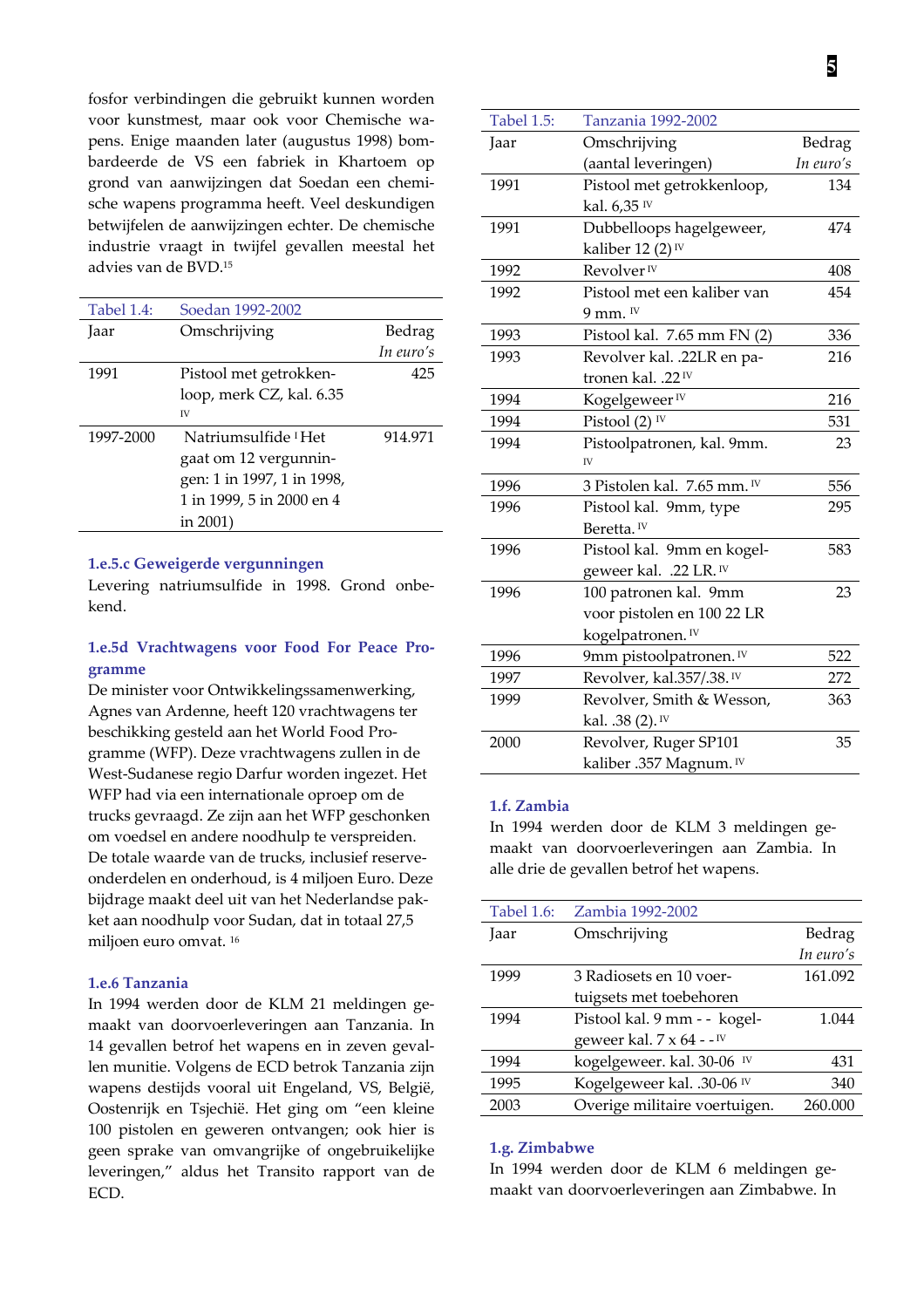fosfor verbindingen die gebruikt kunnen worden voor kunstmest, maar ook voor Chemische wapens. Enige maanden later (augustus 1998) bombardeerde de VS een fabriek in Khartoem op grond van aanwijzingen dat Soedan een chemische wapens programma heeft. Veel deskundigen betwijfelen de aanwijzingen echter. De chemische industrie vraagt in twijfel gevallen meestal het advies van de BVD.[15]

| Tabel 1.4: | Soedan 1992-2002 | |
|---|---|---|
| Jaar | Omschrijving | Bedrag *In euro's* |
| 1991 | Pistool met getrokkenloop, merk CZ, kal. 6.35 IV | 425 |
| 1997-2000 | Natriumsulfide I Het gaat om 12 vergunningen: 1 in 1997, 1 in 1998, 1 in 1999, 5 in 2000 en 4 in 2001) | 914.971 |

### 1.e.5.c Geweigerde vergunningen

Levering natriumsulfide in 1998. Grond onbekend.

### 1.e.5d Vrachtwagens voor Food For Peace Programme

De minister voor Ontwikkelingssamenwerking, Agnes van Ardenne, heeft 120 vrachtwagens ter beschikking gesteld aan het World Food Programme (WFP). Deze vrachtwagens zullen in de West-Sudanese regio Darfur worden ingezet. Het WFP had via een internationale oproep om de trucks gevraagd. Ze zijn aan het WFP geschonken om voedsel en andere noodhulp te verspreiden. De totale waarde van de trucks, inclusief reserveonderdelen en onderhoud, is 4 miljoen Euro. Deze bijdrage maakt deel uit van het Nederlandse pakket aan noodhulp voor Sudan, dat in totaal 27,5 miljoen euro omvat. [16]

### 1.e.6 Tanzania

In 1994 werden door de KLM 21 meldingen gemaakt van doorvoerleveringen aan Tanzania. In 14 gevallen betrof het wapens en in zeven gevallen munitie. Volgens de ECD betrok Tanzania zijn wapens destijds vooral uit Engeland, VS, België, Oostenrijk en Tsjechië. Het ging om "een kleine 100 pistolen en geweren ontvangen; ook hier is geen sprake van omvangrijke of ongebruikelijke leveringen," aldus het Transito rapport van de ECD.

| Tabel 1.5: | Tanzania 1992-2002 | |
|---|---|---|
| Jaar | Omschrijving (aantal leveringen) | Bedrag *In euro's* |
| 1991 | Pistool met getrokkenloop, kal. 6,35 IV | 134 |
| 1991 | Dubbelloops hagelgeweer, kaliber 12 (2) IV | 474 |
| 1992 | Revolver IV | 408 |
| 1992 | Pistool met een kaliber van 9 mm. IV | 454 |
| 1993 | Pistool kal. 7.65 mm FN (2) | 336 |
| 1993 | Revolver kal. .22LR en patronen kal. .22 IV | 216 |
| 1994 | Kogelgeweer IV | 216 |
| 1994 | Pistool (2) IV | 531 |
| 1994 | Pistoolpatronen, kal. 9mm. IV | 23 |
| 1996 | 3 Pistolen kal. 7.65 mm. IV | 556 |
| 1996 | Pistool kal. 9mm, type Beretta. IV | 295 |
| 1996 | Pistool kal. 9mm en kogelgeweer kal. .22 LR. IV | 583 |
| 1996 | 100 patronen kal. 9mm voor pistolen en 100 22 LR kogelpatronen. IV | 23 |
| 1996 | 9mm pistoolpatronen. IV | 522 |
| 1997 | Revolver, kal.357/.38. IV | 272 |
| 1999 | Revolver, Smith & Wesson, kal. .38 (2). IV | 363 |
| 2000 | Revolver, Ruger SP101 kaliber .357 Magnum. IV | 35 |

## 1.f. Zambia

In 1994 werden door de KLM 3 meldingen gemaakt van doorvoerleveringen aan Zambia. In alle drie de gevallen betrof het wapens.

| Tabel 1.6: | Zambia 1992-2002 | |
|---|---|---|
| Jaar | Omschrijving | Bedrag *In euro's* |
| 1999 | 3 Radiosets en 10 voertuigsets met toebehoren | 161.092 |
| 1994 | Pistool kal. 9 mm - - kogelgeweer kal. 7 x 64 - - IV | 1.044 |
| 1994 | kogelgeweer. kal. 30-06 IV | 431 |
| 1995 | Kogelgeweer kal. .30-06 IV | 340 |
| 2003 | Overige militaire voertuigen. | 260.000 |

## 1.g. Zimbabwe

In 1994 werden door de KLM 6 meldingen gemaakt van doorvoerleveringen aan Zimbabwe. In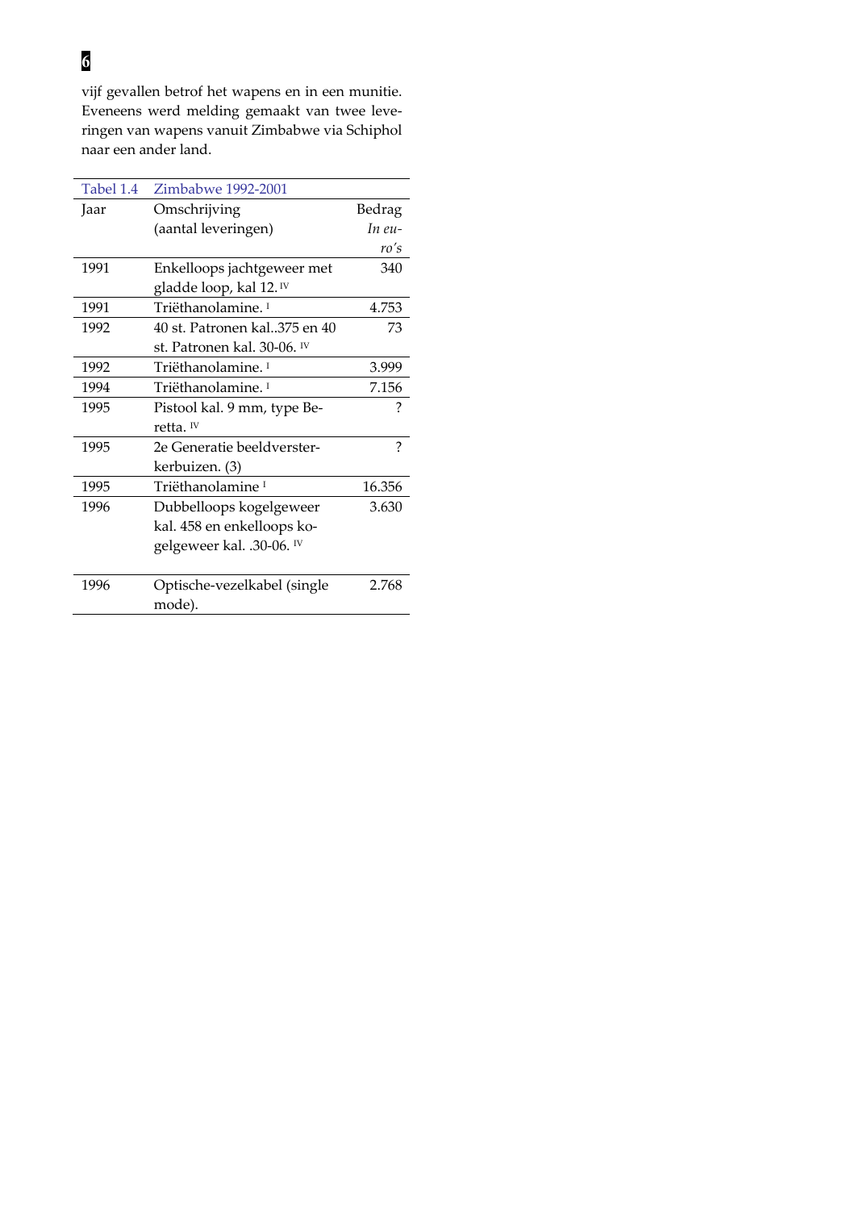vijf gevallen betrof het wapens en in een munitie. Eveneens werd melding gemaakt van twee leveringen van wapens vanuit Zimbabwe via Schiphol naar een ander land.

| Tabel 1.4 | Zimbabwe 1992-2001 | |
|---|---|---|
| Jaar | Omschrijving (aantal leveringen) | Bedrag *In euro's* |
| 1991 | Enkelloops jachtgeweer met gladde loop, kal 12. [IV] | 340 |
| 1991 | Triëthanolamine. [I] | 4.753 |
| 1992 | 40 st. Patronen kal..375 en 40 st. Patronen kal. 30-06. [IV] | 73 |
| 1992 | Triëthanolamine. [I] | 3.999 |
| 1994 | Triëthanolamine. [I] | 7.156 |
| 1995 | Pistool kal. 9 mm, type Beretta. [IV] | ? |
| 1995 | 2e Generatie beeldversterkerbuizen. (3) | ? |
| 1995 | Triëthanolamine [I] | 16.356 |
| 1996 | Dubbelloops kogelgeweer kal. 458 en enkelloops kogelgeweer kal. .30-06. [IV] | 3.630 |
| 1996 | Optische-vezelkabel (single mode). | 2.768 |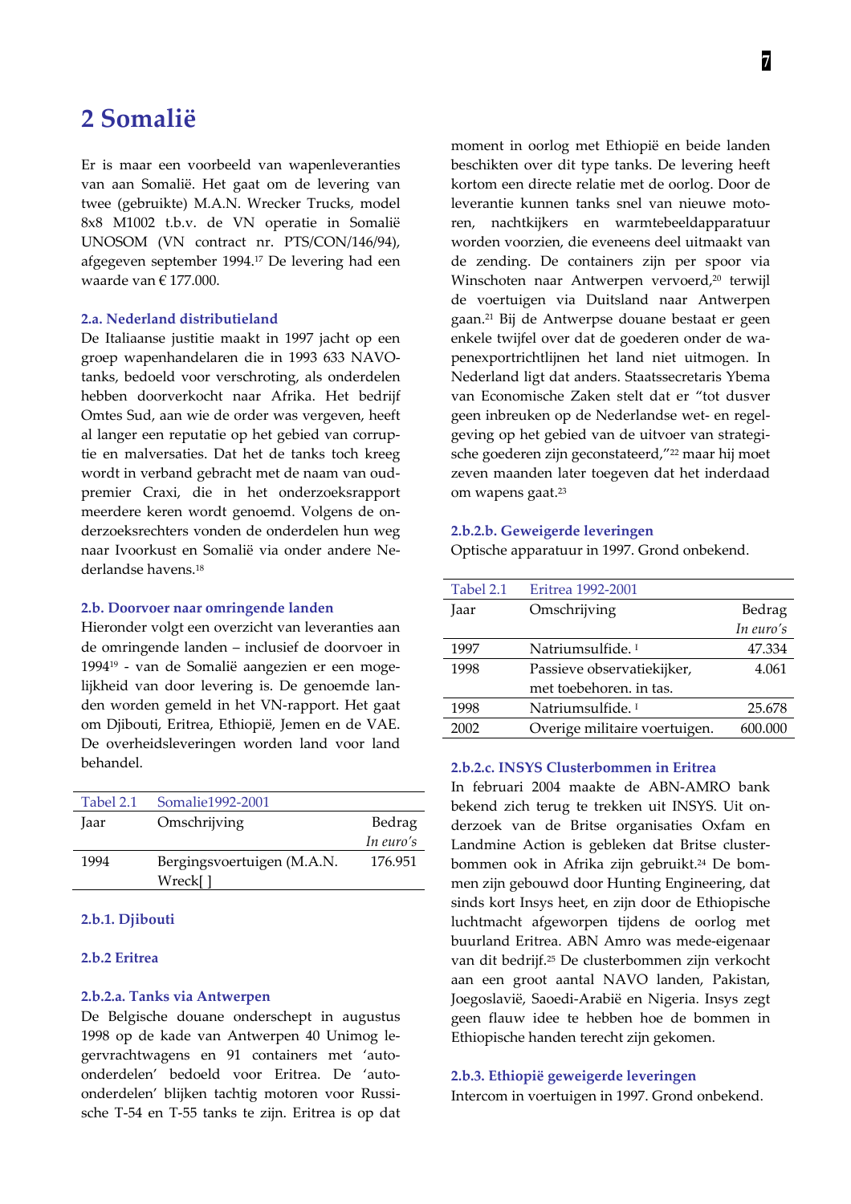# 2 Somalië

Er is maar een voorbeeld van wapenleveranties van aan Somalië. Het gaat om de levering van twee (gebruikte) M.A.N. Wrecker Trucks, model 8x8 M1002 t.b.v. de VN operatie in Somalië UNOSOM (VN contract nr. PTS/CON/146/94), afgegeven september 1994.[17] De levering had een waarde van € 177.000.

### 2.a. Nederland distributieland

De Italiaanse justitie maakt in 1997 jacht op een groep wapenhandelaren die in 1993 633 NAVO-tanks, bedoeld voor verschroting, als onderdelen hebben doorverkocht naar Afrika. Het bedrijf Omtes Sud, aan wie de order was vergeven, heeft al langer een reputatie op het gebied van corruptie en malversaties. Dat het de tanks toch kreeg wordt in verband gebracht met de naam van oud-premier Craxi, die in het onderzoeksrapport meerdere keren wordt genoemd. Volgens de onderzoeksrechters vonden de onderdelen hun weg naar Ivoorkust en Somalië via onder andere Nederlandse havens.[18]

### 2.b. Doorvoer naar omringende landen

Hieronder volgt een overzicht van leveranties aan de omringende landen – inclusief de doorvoer in 1994[19] - van de Somalië aangezien er een mogelijkheid van door levering is. De genoemde landen worden gemeld in het VN-rapport. Het gaat om Djibouti, Eritrea, Ethiopië, Jemen en de VAE. De overheidsleveringen worden land voor land behandel.

| Tabel 2.1 | Somalie1992-2001 | |
|---|---|---|
| Jaar | Omschrijving | Bedrag *In euro's* |
| 1994 | Bergingsvoertuigen (M.A.N. Wreck[ ] | 176.951 |

### 2.b.1. Djibouti

### 2.b.2 Eritrea

### 2.b.2.a. Tanks via Antwerpen

De Belgische douane onderschept in augustus 1998 op de kade van Antwerpen 40 Unimog legervrachtwagens en 91 containers met 'auto-onderdelen' bedoeld voor Eritrea. De 'auto-onderdelen' blijken tachtig motoren voor Russische T-54 en T-55 tanks te zijn. Eritrea is op dat moment in oorlog met Ethiopië en beide landen beschikten over dit type tanks. De levering heeft kortom een directe relatie met de oorlog. Door de leverantie kunnen tanks snel van nieuwe motoren, nachtkijkers en warmtebeeldapparatuur worden voorzien, die eveneens deel uitmaakt van de zending. De containers zijn per spoor via Winschoten naar Antwerpen vervoerd,[20] terwijl de voertuigen via Duitsland naar Antwerpen gaan.[21] Bij de Antwerpse douane bestaat er geen enkele twijfel over dat de goederen onder de wapenexportrichtlijnen het land niet uitmogen. In Nederland ligt dat anders. Staatssecretaris Ybema van Economische Zaken stelt dat er "tot dusver geen inbreuken op de Nederlandse wet- en regelgeving op het gebied van de uitvoer van strategische goederen zijn geconstateerd,"[22] maar hij moet zeven maanden later toegeven dat het inderdaad om wapens gaat.[23]

### 2.b.2.b. Geweigerde leveringen

Optische apparatuur in 1997. Grond onbekend.

| Tabel 2.1 | Eritrea 1992-2001 | |
|---|---|---|
| Jaar | Omschrijving | Bedrag *In euro's* |
| 1997 | Natriumsulfide. [1] | 47.334 |
| 1998 | Passieve observatiekijker, met toebehoren. in tas. | 4.061 |
| 1998 | Natriumsulfide. [1] | 25.678 |
| 2002 | Overige militaire voertuigen. | 600.000 |

### 2.b.2.c. INSYS Clusterbommen in Eritrea

In februari 2004 maakte de ABN-AMRO bank bekend zich terug te trekken uit INSYS. Uit onderzoek van de Britse organisaties Oxfam en Landmine Action is gebleken dat Britse clusterbommen ook in Afrika zijn gebruikt.[24] De bommen zijn gebouwd door Hunting Engineering, dat sinds kort Insys heet, en zijn door de Ethiopische luchtmacht afgeworpen tijdens de oorlog met buurland Eritrea. ABN Amro was mede-eigenaar van dit bedrijf.[25] De clusterbommen zijn verkocht aan een groot aantal NAVO landen, Pakistan, Joegoslavië, Saoedi-Arabië en Nigeria. Insys zegt geen flauw idee te hebben hoe de bommen in Ethiopische handen terecht zijn gekomen.

### 2.b.3. Ethiopië geweigerde leveringen

Intercom in voertuigen in 1997. Grond onbekend.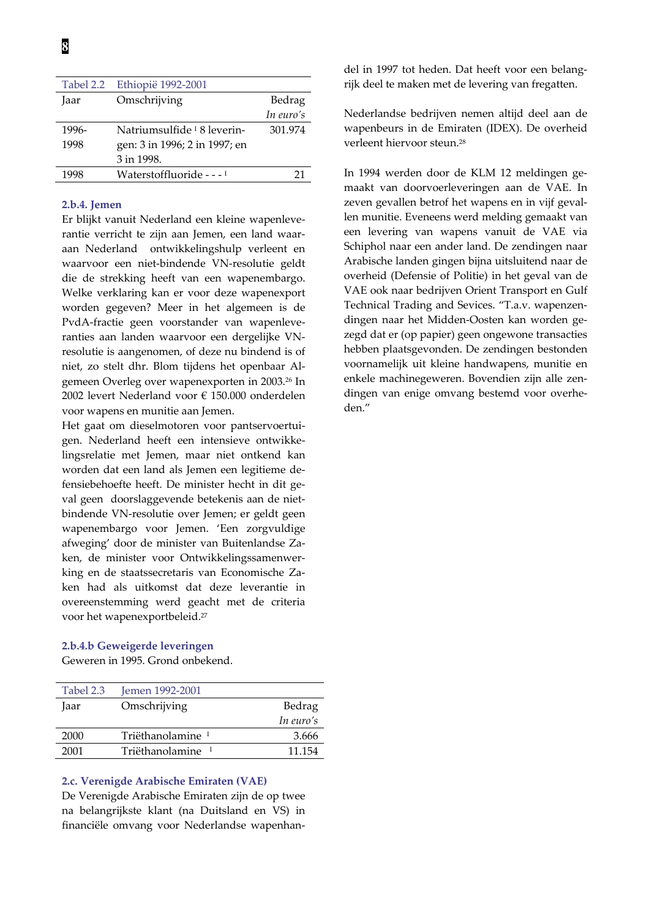| Tabel 2.2 | Ethiopië 1992-2001 | |
|---|---|---|
| Jaar | Omschrijving | Bedrag *In euro's* |
| 1996-1998 | Natriumsulfide [1] 8 leveringen: 3 in 1996; 2 in 1997; en 3 in 1998. | 301.974 |
| 1998 | Waterstoffluoride - - - [1] | 21 |

### 2.b.4. Jemen

Er blijkt vanuit Nederland een kleine wapenleverantie verricht te zijn aan Jemen, een land waaraan Nederland ontwikkelingshulp verleent en waarvoor een niet-bindende VN-resolutie geldt die de strekking heeft van een wapenembargo. Welke verklaring kan er voor deze wapenexport worden gegeven? Meer in het algemeen is de PvdA-fractie geen voorstander van wapenleveranties aan landen waarvoor een dergelijke VN-resolutie is aangenomen, of deze nu bindend is of niet, zo stelt dhr. Blom tijdens het openbaar Algemeen Overleg over wapenexporten in 2003.[26] In 2002 levert Nederland voor € 150.000 onderdelen voor wapens en munitie aan Jemen.

Het gaat om dieselmotoren voor pantservoertuigen. Nederland heeft een intensieve ontwikkelingsrelatie met Jemen, maar niet ontkend kan worden dat een land als Jemen een legitieme defensiebehoefte heeft. De minister hecht in dit geval geen doorslaggevende betekenis aan de niet-bindende VN-resolutie over Jemen; er geldt geen wapenembargo voor Jemen. 'Een zorgvuldige afweging' door de minister van Buitenlandse Zaken, de minister voor Ontwikkelingssamenwerking en de staatssecretaris van Economische Zaken had als uitkomst dat deze leverantie in overeenstemming werd geacht met de criteria voor het wapenexportbeleid.[27]

### 2.b.4.b Geweigerde leveringen

Geweren in 1995. Grond onbekend.

| Tabel 2.3 | Jemen 1992-2001 | |
|---|---|---|
| Jaar | Omschrijving | Bedrag *In euro's* |
| 2000 | Triëthanolamine [1] | 3.666 |
| 2001 | Triëthanolamine [1] | 11.154 |

### 2.c. Verenigde Arabische Emiraten (VAE)

De Verenigde Arabische Emiraten zijn de op twee na belangrijkste klant (na Duitsland en VS) in financiële omvang voor Nederlandse wapenhandel in 1997 tot heden. Dat heeft voor een belangrijk deel te maken met de levering van fregatten.

Nederlandse bedrijven nemen altijd deel aan de wapenbeurs in de Emiraten (IDEX). De overheid verleent hiervoor steun.[28]

In 1994 werden door de KLM 12 meldingen gemaakt van doorvoerleveringen aan de VAE. In zeven gevallen betrof het wapens en in vijf gevallen munitie. Eveneens werd melding gemaakt van een levering van wapens vanuit de VAE via Schiphol naar een ander land. De zendingen naar Arabische landen gingen bijna uitsluitend naar de overheid (Defensie of Politie) in het geval van de VAE ook naar bedrijven Orient Transport en Gulf Technical Trading and Sevices. "T.a.v. wapenzendingen naar het Midden-Oosten kan worden gezegd dat er (op papier) geen ongewone transacties hebben plaatsgevonden. De zendingen bestonden voornamelijk uit kleine handwapens, munitie en enkele machinegeweren. Bovendien zijn alle zendingen van enige omvang bestemd voor overheden."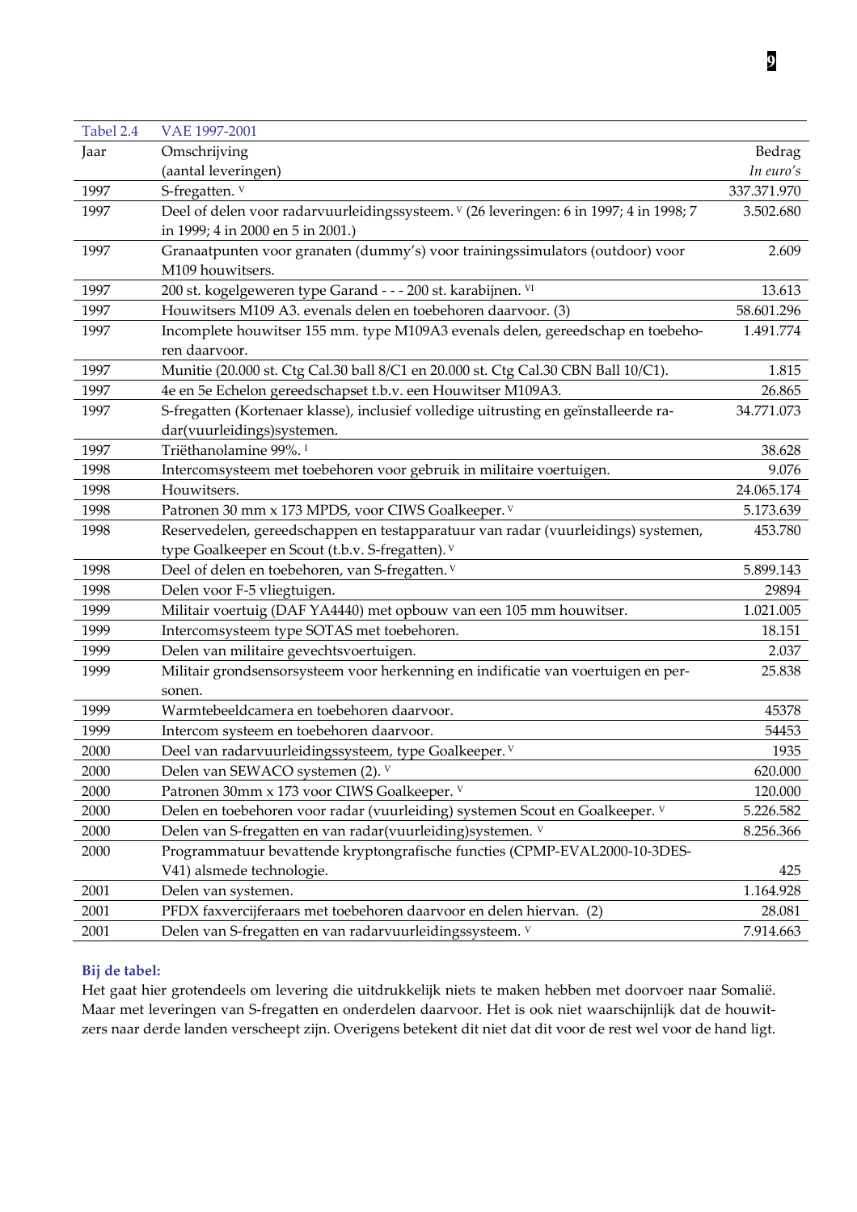| Tabel 2.4 | VAE 1997-2001 | |
|---|---|---|
| Jaar | Omschrijving (aantal leveringen) | Bedrag *In euro's* |
| 1997 | S-fregatten. [V] | 337.371.970 |
| 1997 | Deel of delen voor radarvuurleidingssysteem. [V] (26 leveringen: 6 in 1997; 4 in 1998; 7 in 1999; 4 in 2000 en 5 in 2001.) | 3.502.680 |
| 1997 | Granaatpunten voor granaten (dummy's) voor trainingssimulators (outdoor) voor M109 houwitsers. | 2.609 |
| 1997 | 200 st. kogelgeweren type Garand - - - 200 st. karabijnen. [VI] | 13.613 |
| 1997 | Houwitsers M109 A3. evenals delen en toebehoren daarvoor. (3) | 58.601.296 |
| 1997 | Incomplete houwitser 155 mm. type M109A3 evenals delen, gereedschap en toebehoren daarvoor. | 1.491.774 |
| 1997 | Munitie (20.000 st. Ctg Cal.30 ball 8/C1 en 20.000 st. Ctg Cal.30 CBN Ball 10/C1). | 1.815 |
| 1997 | 4e en 5e Echelon gereedschapset t.b.v. een Houwitser M109A3. | 26.865 |
| 1997 | S-fregatten (Kortenaer klasse), inclusief volledige uitrusting en geïnstalleerde radar(vuurleidings)systemen. | 34.771.073 |
| 1997 | Triëthanolamine 99%. [I] | 38.628 |
| 1998 | Intercomsysteem met toebehoren voor gebruik in militaire voertuigen. | 9.076 |
| 1998 | Houwitsers. | 24.065.174 |
| 1998 | Patronen 30 mm x 173 MPDS, voor CIWS Goalkeeper. [V] | 5.173.639 |
| 1998 | Reservedelen, gereedschappen en testapparatuur van radar (vuurleidings) systemen, type Goalkeeper en Scout (t.b.v. S-fregatten). [V] | 453.780 |
| 1998 | Deel of delen en toebehoren, van S-fregatten. [V] | 5.899.143 |
| 1998 | Delen voor F-5 vliegtuigen. | 29894 |
| 1999 | Militair voertuig (DAF YA4440) met opbouw van een 105 mm houwitser. | 1.021.005 |
| 1999 | Intercomsysteem type SOTAS met toebehoren. | 18.151 |
| 1999 | Delen van militaire gevechtsvoertuigen. | 2.037 |
| 1999 | Militair grondsensorsysteem voor herkenning en indificatie van voertuigen en personen. | 25.838 |
| 1999 | Warmtebeeldcamera en toebehoren daarvoor. | 45378 |
| 1999 | Intercom systeem en toebehoren daarvoor. | 54453 |
| 2000 | Deel van radarvuurleidingssysteem, type Goalkeeper. [V] | 1935 |
| 2000 | Delen van SEWACO systemen (2). [V] | 620.000 |
| 2000 | Patronen 30mm x 173 voor CIWS Goalkeeper. [V] | 120.000 |
| 2000 | Delen en toebehoren voor radar (vuurleiding) systemen Scout en Goalkeeper. [V] | 5.226.582 |
| 2000 | Delen van S-fregatten en van radar(vuurleiding)systemen. [V] | 8.256.366 |
| 2000 | Programmatuur bevattende kryptongrafische functies (CPMP-EVAL2000-10-3DES-V41) alsmede technologie. | 425 |
| 2001 | Delen van systemen. | 1.164.928 |
| 2001 | PFDX faxvercijferaars met toebehoren daarvoor en delen hiervan. (2) | 28.081 |
| 2001 | Delen van S-fregatten en van radarvuurleidingssysteem. [V] | 7.914.663 |

**Bij de tabel:**

Het gaat hier grotendeels om levering die uitdrukkelijk niets te maken hebben met doorvoer naar Somalië. Maar met leveringen van S-fregatten en onderdelen daarvoor. Het is ook niet waarschijnlijk dat de houwitzers naar derde landen verscheept zijn. Overigens betekent dit niet dat dit voor de rest wel voor de hand ligt.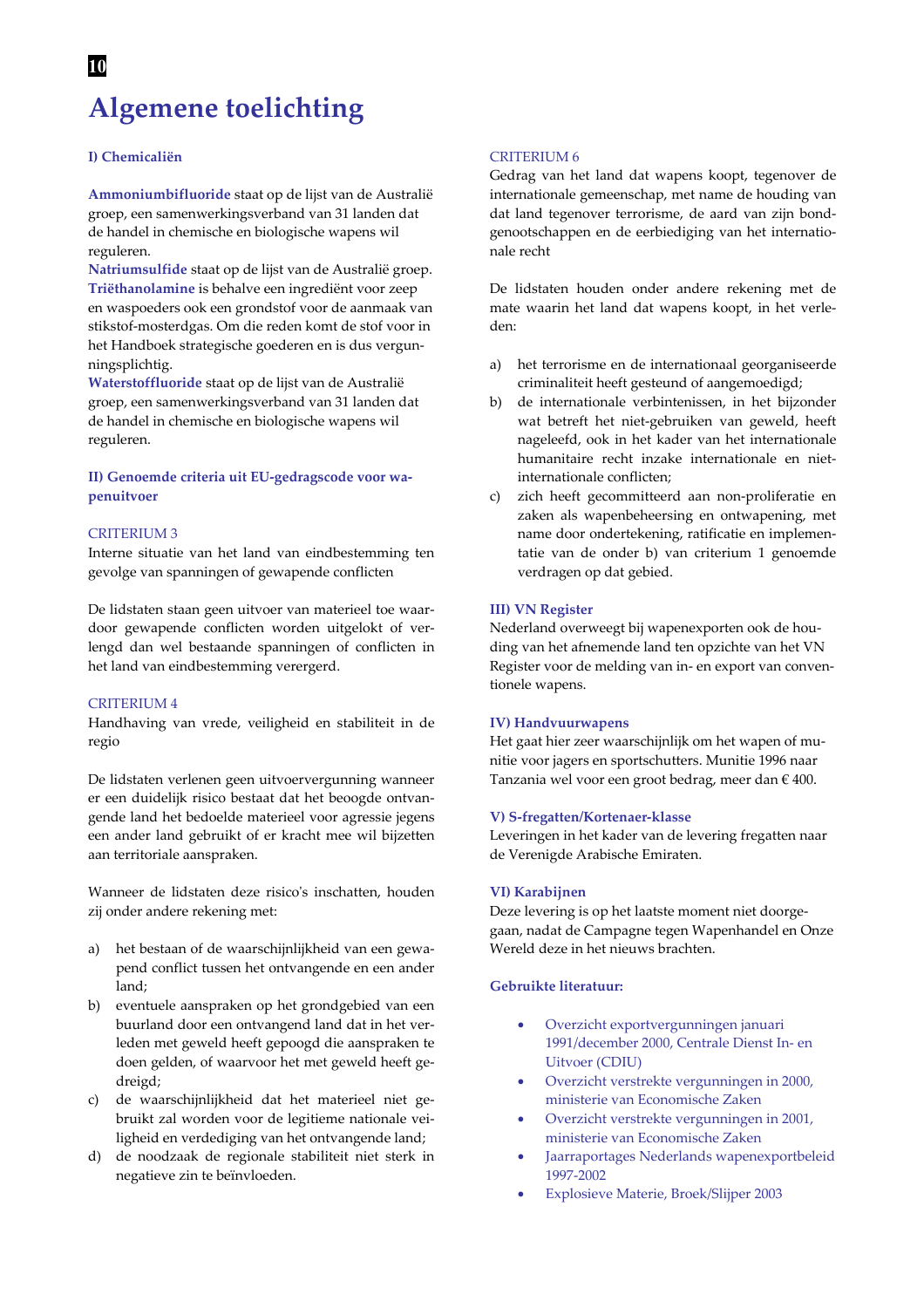# Algemene toelichting

### I) Chemicaliën

**Ammoniumbifluoride** staat op de lijst van de Australië groep, een samenwerkingsverband van 31 landen dat de handel in chemische en biologische wapens wil reguleren.
**Natriumsulfide** staat op de lijst van de Australië groep.
**Triëthanolamine** is behalve een ingrediënt voor zeep en waspoeders ook een grondstof voor de aanmaak van stikstof-mosterdgas. Om die reden komt de stof voor in het Handboek strategische goederen en is dus vergunningsplichtig.
**Waterstoffluoride** staat op de lijst van de Australië groep, een samenwerkingsverband van 31 landen dat de handel in chemische en biologische wapens wil reguleren.

### II) Genoemde criteria uit EU-gedragscode voor wapenuitvoer

CRITERIUM 3
Interne situatie van het land van eindbestemming ten gevolge van spanningen of gewapende conflicten

De lidstaten staan geen uitvoer van materieel toe waardoor gewapende conflicten worden uitgelokt of verlengd dan wel bestaande spanningen of conflicten in het land van eindbestemming verergerd.

CRITERIUM 4
Handhaving van vrede, veiligheid en stabiliteit in de regio

De lidstaten verlenen geen uitvoervergunning wanneer er een duidelijk risico bestaat dat het beoogde ontvangende land het bedoelde materieel voor agressie jegens een ander land gebruikt of er kracht mee wil bijzetten aan territoriale aanspraken.

Wanneer de lidstaten deze risico's inschatten, houden zij onder andere rekening met:

a) het bestaan of de waarschijnlijkheid van een gewapend conflict tussen het ontvangende en een ander land;
b) eventuele aanspraken op het grondgebied van een buurland door een ontvangend land dat in het verleden met geweld heeft gepoogd die aanspraken te doen gelden, of waarvoor het met geweld heeft gedreigd;
c) de waarschijnlijkheid dat het materieel niet gebruikt zal worden voor de legitieme nationale veiligheid en verdediging van het ontvangende land;
d) de noodzaak de regionale stabiliteit niet sterk in negatieve zin te beïnvloeden.

CRITERIUM 6
Gedrag van het land dat wapens koopt, tegenover de internationale gemeenschap, met name de houding van dat land tegenover terrorisme, de aard van zijn bondgenootschappen en de eerbiediging van het internationale recht

De lidstaten houden onder andere rekening met de mate waarin het land dat wapens koopt, in het verleden:

a) het terrorisme en de internationaal georganiseerde criminaliteit heeft gesteund of aangemoedigd;
b) de internationale verbintenissen, in het bijzonder wat betreft het niet-gebruiken van geweld, heeft nageleefd, ook in het kader van het internationale humanitaire recht inzake internationale en niet-internationale conflicten;
c) zich heeft gecommitteerd aan non-proliferatie en zaken als wapenbeheersing en ontwapening, met name door ondertekening, ratificatie en implementatie van de onder b) van criterium 1 genoemde verdragen op dat gebied.

### III) VN Register

Nederland overweegt bij wapenexporten ook de houding van het afnemende land ten opzichte van het VN Register voor de melding van in- en export van conventionele wapens.

### IV) Handvuurwapens

Het gaat hier zeer waarschijnlijk om het wapen of munitie voor jagers en sportschutters. Munitie 1996 naar Tanzania wel voor een groot bedrag, meer dan € 400.

### V) S-fregatten/Kortenaer-klasse

Leveringen in het kader van de levering fregatten naar de Verenigde Arabische Emiraten.

### VI) Karabijnen

Deze levering is op het laatste moment niet doorgegaan, nadat de Campagne tegen Wapenhandel en Onze Wereld deze in het nieuws brachten.

### Gebruikte literatuur:

- Overzicht exportvergunningen januari 1991/december 2000, Centrale Dienst In- en Uitvoer (CDIU)
- Overzicht verstrekte vergunningen in 2000, ministerie van Economische Zaken
- Overzicht verstrekte vergunningen in 2001, ministerie van Economische Zaken
- Jaarraportages Nederlands wapenexportbeleid 1997-2002
- Explosieve Materie, Broek/Slijper 2003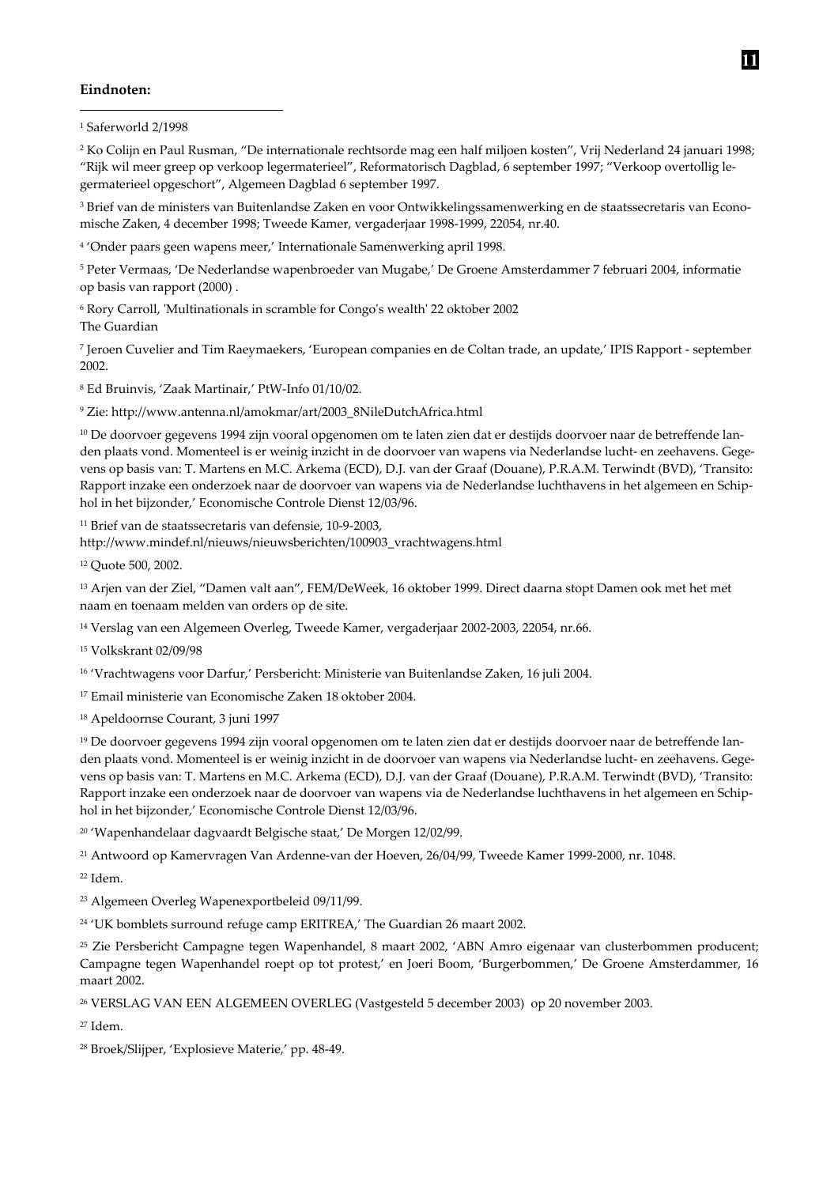**Eindnoten:**

[1] Saferworld 2/1998

[2] Ko Colijn en Paul Rusman, "De internationale rechtsorde mag een half miljoen kosten", Vrij Nederland 24 januari 1998; "Rijk wil meer greep op verkoop legermaterieel", Reformatorisch Dagblad, 6 september 1997; "Verkoop overtollig legermaterieel opgeschort", Algemeen Dagblad 6 september 1997.

[3] Brief van de ministers van Buitenlandse Zaken en voor Ontwikkelingssamenwerking en de staatssecretaris van Economische Zaken, 4 december 1998; Tweede Kamer, vergaderjaar 1998-1999, 22054, nr.40.

[4] 'Onder paars geen wapens meer,' Internationale Samenwerking april 1998.

[5] Peter Vermaas, 'De Nederlandse wapenbroeder van Mugabe,' De Groene Amsterdammer 7 februari 2004, informatie op basis van rapport (2000) .

[6] Rory Carroll, 'Multinationals in scramble for Congo's wealth' 22 oktober 2002
The Guardian

[7] Jeroen Cuvelier and Tim Raeymaekers, 'European companies en de Coltan trade, an update,' IPIS Rapport - september 2002.

[8] Ed Bruinvis, 'Zaak Martinair,' PtW-Info 01/10/02.

[9] Zie: http://www.antenna.nl/amokmar/art/2003_8NileDutchAfrica.html

[10] De doorvoer gegevens 1994 zijn vooral opgenomen om te laten zien dat er destijds doorvoer naar de betreffende landen plaats vond. Momenteel is er weinig inzicht in de doorvoer van wapens via Nederlandse lucht- en zeehavens. Gegevens op basis van: T. Martens en M.C. Arkema (ECD), D.J. van der Graaf (Douane), P.R.A.M. Terwindt (BVD), 'Transito: Rapport inzake een onderzoek naar de doorvoer van wapens via de Nederlandse luchthavens in het algemeen en Schiphol in het bijzonder,' Economische Controle Dienst 12/03/96.

[11] Brief van de staatssecretaris van defensie, 10-9-2003,
http://www.mindef.nl/nieuws/nieuwsberichten/100903_vrachtwagens.html

[12] Quote 500, 2002.

[13] Arjen van der Ziel, "Damen valt aan", FEM/DeWeek, 16 oktober 1999. Direct daarna stopt Damen ook met het met naam en toenaam melden van orders op de site.

[14] Verslag van een Algemeen Overleg, Tweede Kamer, vergaderjaar 2002-2003, 22054, nr.66.

[15] Volkskrant 02/09/98

[16] 'Vrachtwagens voor Darfur,' Persbericht: Ministerie van Buitenlandse Zaken, 16 juli 2004.

[17] Email ministerie van Economische Zaken 18 oktober 2004.

[18] Apeldoornse Courant, 3 juni 1997

[19] De doorvoer gegevens 1994 zijn vooral opgenomen om te laten zien dat er destijds doorvoer naar de betreffende landen plaats vond. Momenteel is er weinig inzicht in de doorvoer van wapens via Nederlandse lucht- en zeehavens. Gegevens op basis van: T. Martens en M.C. Arkema (ECD), D.J. van der Graaf (Douane), P.R.A.M. Terwindt (BVD), 'Transito: Rapport inzake een onderzoek naar de doorvoer van wapens via de Nederlandse luchthavens in het algemeen en Schiphol in het bijzonder,' Economische Controle Dienst 12/03/96.

[20] 'Wapenhandelaar dagvaardt Belgische staat,' De Morgen 12/02/99.

[21] Antwoord op Kamervragen Van Ardenne-van der Hoeven, 26/04/99, Tweede Kamer 1999-2000, nr. 1048.

[22] Idem.

[23] Algemeen Overleg Wapenexportbeleid 09/11/99.

[24] 'UK bomblets surround refuge camp ERITREA,' The Guardian 26 maart 2002.

[25] Zie Persbericht Campagne tegen Wapenhandel, 8 maart 2002, 'ABN Amro eigenaar van clusterbommen producent; Campagne tegen Wapenhandel roept op tot protest,' en Joeri Boom, 'Burgerbommen,' De Groene Amsterdammer, 16 maart 2002.

[26] VERSLAG VAN EEN ALGEMEEN OVERLEG (Vastgesteld 5 december 2003) op 20 november 2003.

[27] Idem.

[28] Broek/Slijper, 'Explosieve Materie,' pp. 48-49.